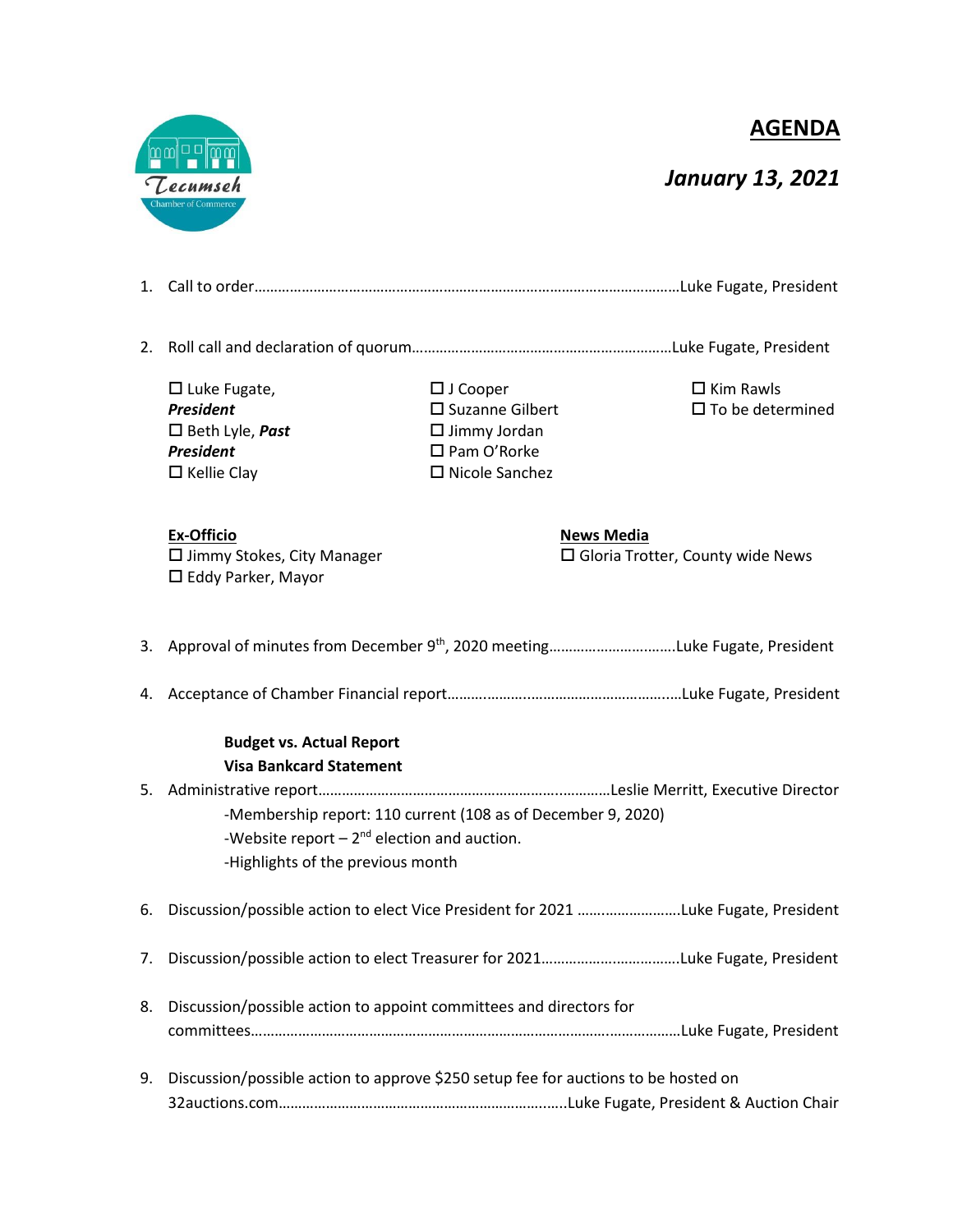Tecumseh Chamber of Commerce

# AGENDA

## *January 13, 2021*

1. Call to order……………………………………………………………………………………………Luke Fugate, President

2. Roll call and declaration of quorum…………………………………………………………Luke Fugate, President

   - ☐ Luke Fugate, ***President***
   - ☐ Beth Lyle, ***Past President***
   - ☐ Kellie Clay
   - ☐ J Cooper
   - ☐ Suzanne Gilbert
   - ☐ Jimmy Jordan
   - ☐ Pam O'Rorke
   - ☐ Nicole Sanchez
   - ☐ Kim Rawls
   - ☐ To be determined

   **Ex-Officio**
   - ☐ Jimmy Stokes, City Manager
   - ☐ Eddy Parker, Mayor

   **News Media**
   - ☐ Gloria Trotter, County wide News

3. Approval of minutes from December 9th, 2020 meeting………………………….Luke Fugate, President

4. Acceptance of Chamber Financial report…………………………………………………Luke Fugate, President

   **Budget vs. Actual Report**
   **Visa Bankcard Statement**

5. Administrative report………………………………………………………………Leslie Merritt, Executive Director
   - -Membership report: 110 current (108 as of December 9, 2020)
   - -Website report – 2nd election and auction.
   - -Highlights of the previous month

6. Discussion/possible action to elect Vice President for 2021 ……………………Luke Fugate, President

7. Discussion/possible action to elect Treasurer for 2021…………………………….Luke Fugate, President

8. Discussion/possible action to appoint committees and directors for committees………………………………………………………………………………………Luke Fugate, President

9. Discussion/possible action to approve $250 setup fee for auctions to be hosted on 32auctions.com……………………………………………………………Luke Fugate, President & Auction Chair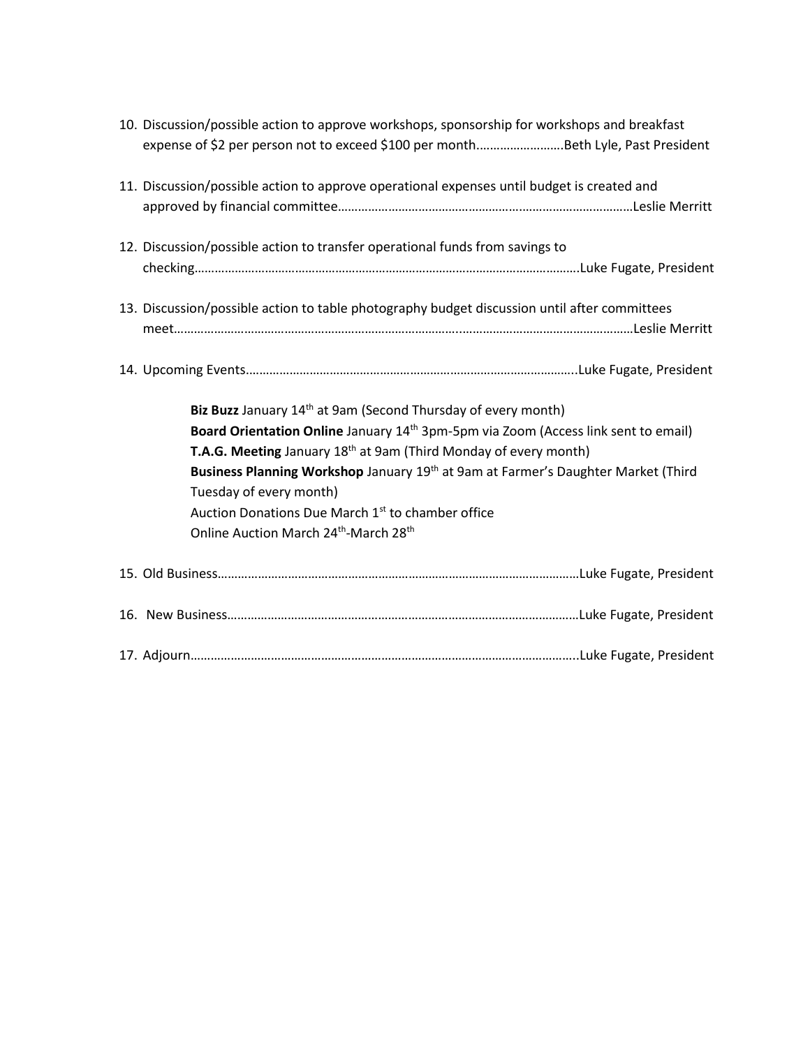10. Discussion/possible action to approve workshops, sponsorship for workshops and breakfast expense of $2 per person not to exceed $100 per month……………………..Beth Lyle, Past President

11. Discussion/possible action to approve operational expenses until budget is created and approved by financial committee…………………………………………………………………………Leslie Merritt

12. Discussion/possible action to transfer operational funds from savings to checking……………………………………………………………………………………………….Luke Fugate, President

13. Discussion/possible action to table photography budget discussion until after committees meet……………………………………………………………………………………………………………Leslie Merritt

14. Upcoming Events……………………………………………………………………………………..Luke Fugate, President

    **Biz Buzz** January 14th at 9am (Second Thursday of every month)
    **Board Orientation Online** January 14th 3pm-5pm via Zoom (Access link sent to email)
    **T.A.G. Meeting** January 18th at 9am (Third Monday of every month)
    **Business Planning Workshop** January 19th at 9am at Farmer's Daughter Market (Third Tuesday of every month)
    Auction Donations Due March 1st to chamber office
    Online Auction March 24th-March 28th

15. Old Business………………………………………………………………………………………………Luke Fugate, President

16. New Business……………………………………………………………………………………………Luke Fugate, President

17. Adjourn……………………………………………………………………………………………………..Luke Fugate, President